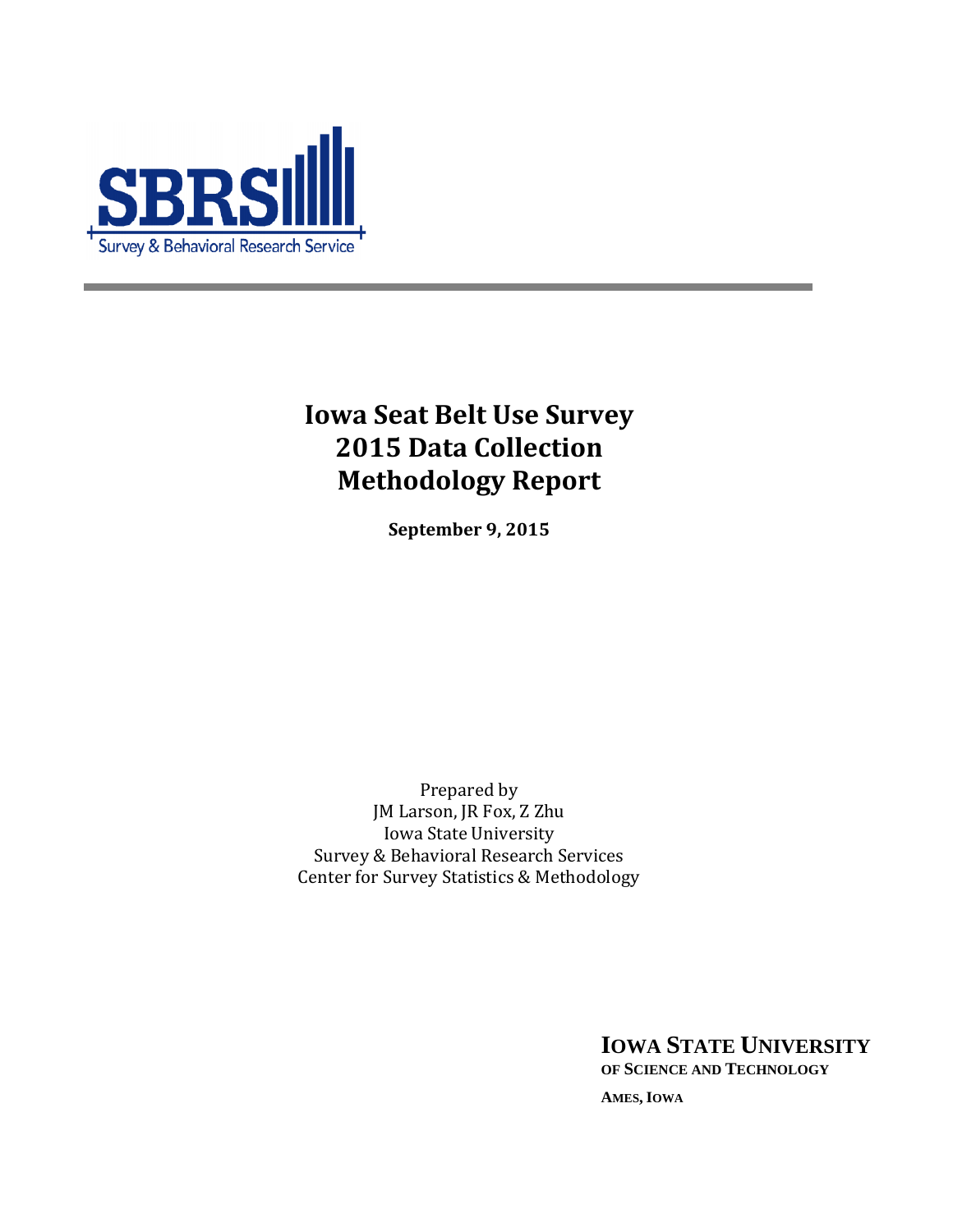SBRS

Survey & Behavioral Research Service

# Iowa Seat Belt Use Survey 2015 Data Collection Methodology Report

**September 9, 2015**

Prepared by
JM Larson, JR Fox, Z Zhu
Iowa State University
Survey & Behavioral Research Services
Center for Survey Statistics & Methodology

**IOWA STATE UNIVERSITY**
**OF SCIENCE AND TECHNOLOGY**
**AMES, IOWA**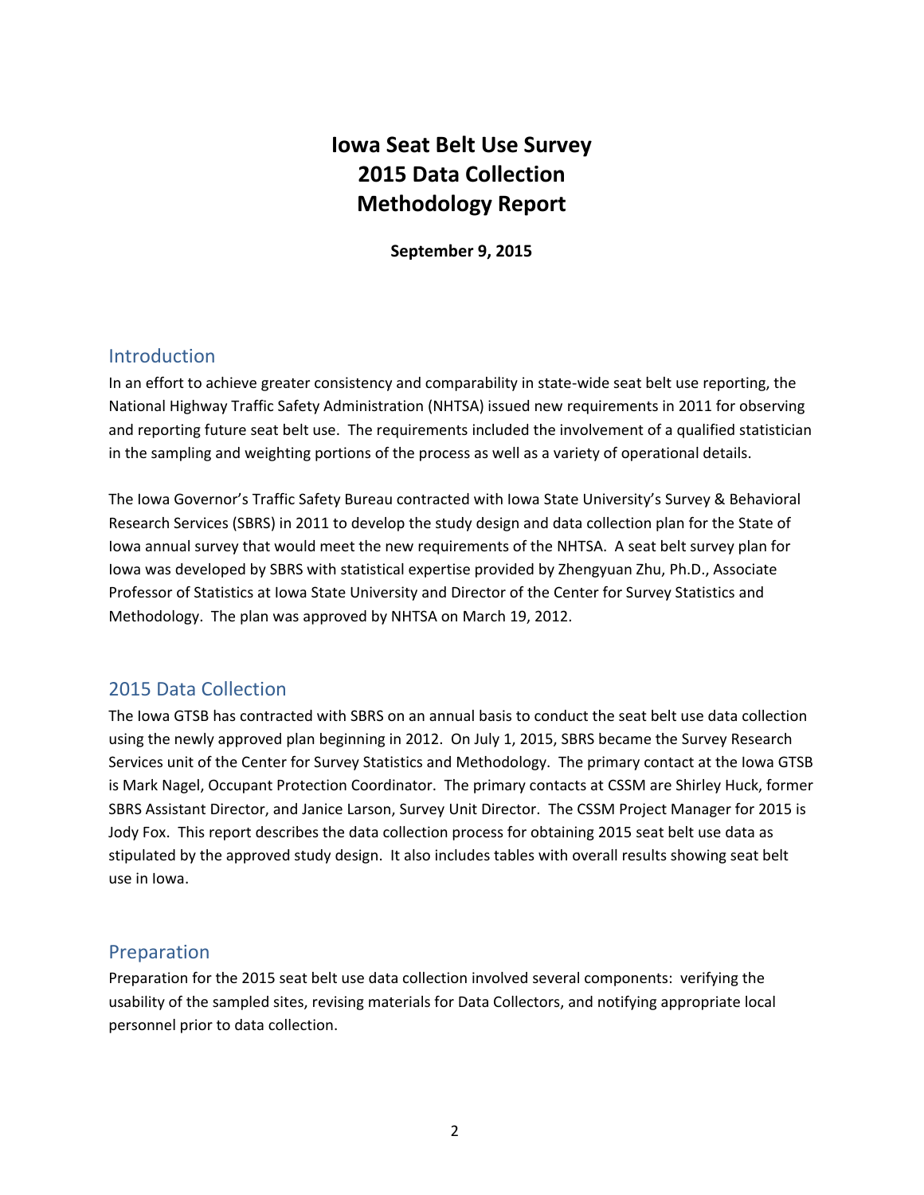# Iowa Seat Belt Use Survey
# 2015 Data Collection
# Methodology Report

**September 9, 2015**

## Introduction

In an effort to achieve greater consistency and comparability in state-wide seat belt use reporting, the National Highway Traffic Safety Administration (NHTSA) issued new requirements in 2011 for observing and reporting future seat belt use. The requirements included the involvement of a qualified statistician in the sampling and weighting portions of the process as well as a variety of operational details.

The Iowa Governor's Traffic Safety Bureau contracted with Iowa State University's Survey & Behavioral Research Services (SBRS) in 2011 to develop the study design and data collection plan for the State of Iowa annual survey that would meet the new requirements of the NHTSA. A seat belt survey plan for Iowa was developed by SBRS with statistical expertise provided by Zhengyuan Zhu, Ph.D., Associate Professor of Statistics at Iowa State University and Director of the Center for Survey Statistics and Methodology. The plan was approved by NHTSA on March 19, 2012.

## 2015 Data Collection

The Iowa GTSB has contracted with SBRS on an annual basis to conduct the seat belt use data collection using the newly approved plan beginning in 2012. On July 1, 2015, SBRS became the Survey Research Services unit of the Center for Survey Statistics and Methodology. The primary contact at the Iowa GTSB is Mark Nagel, Occupant Protection Coordinator. The primary contacts at CSSM are Shirley Huck, former SBRS Assistant Director, and Janice Larson, Survey Unit Director. The CSSM Project Manager for 2015 is Jody Fox. This report describes the data collection process for obtaining 2015 seat belt use data as stipulated by the approved study design. It also includes tables with overall results showing seat belt use in Iowa.

## Preparation

Preparation for the 2015 seat belt use data collection involved several components: verifying the usability of the sampled sites, revising materials for Data Collectors, and notifying appropriate local personnel prior to data collection.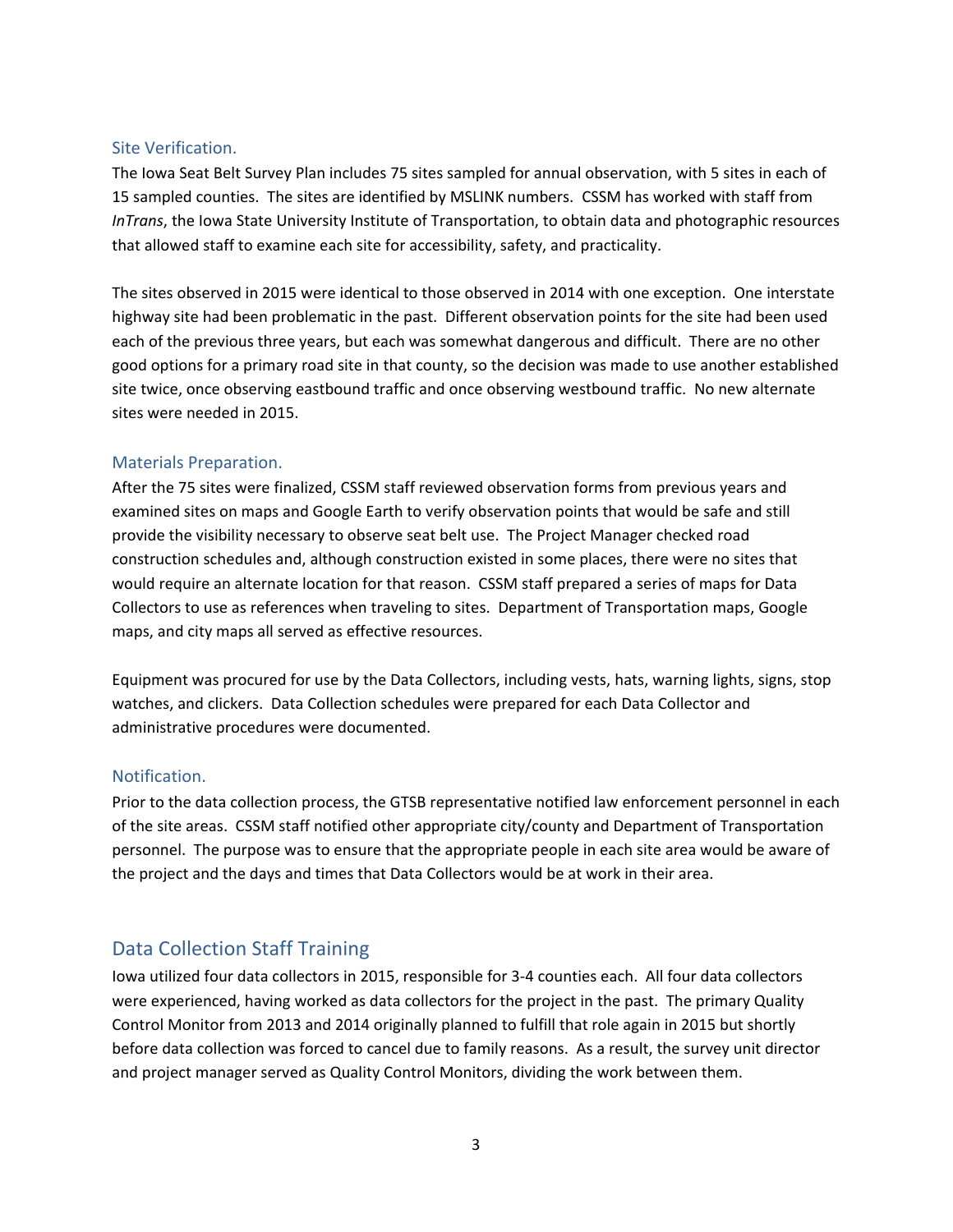### Site Verification.

The Iowa Seat Belt Survey Plan includes 75 sites sampled for annual observation, with 5 sites in each of 15 sampled counties. The sites are identified by MSLINK numbers. CSSM has worked with staff from *InTrans*, the Iowa State University Institute of Transportation, to obtain data and photographic resources that allowed staff to examine each site for accessibility, safety, and practicality.

The sites observed in 2015 were identical to those observed in 2014 with one exception. One interstate highway site had been problematic in the past. Different observation points for the site had been used each of the previous three years, but each was somewhat dangerous and difficult. There are no other good options for a primary road site in that county, so the decision was made to use another established site twice, once observing eastbound traffic and once observing westbound traffic. No new alternate sites were needed in 2015.

### Materials Preparation.

After the 75 sites were finalized, CSSM staff reviewed observation forms from previous years and examined sites on maps and Google Earth to verify observation points that would be safe and still provide the visibility necessary to observe seat belt use. The Project Manager checked road construction schedules and, although construction existed in some places, there were no sites that would require an alternate location for that reason. CSSM staff prepared a series of maps for Data Collectors to use as references when traveling to sites. Department of Transportation maps, Google maps, and city maps all served as effective resources.

Equipment was procured for use by the Data Collectors, including vests, hats, warning lights, signs, stop watches, and clickers. Data Collection schedules were prepared for each Data Collector and administrative procedures were documented.

### Notification.

Prior to the data collection process, the GTSB representative notified law enforcement personnel in each of the site areas. CSSM staff notified other appropriate city/county and Department of Transportation personnel. The purpose was to ensure that the appropriate people in each site area would be aware of the project and the days and times that Data Collectors would be at work in their area.

## Data Collection Staff Training

Iowa utilized four data collectors in 2015, responsible for 3-4 counties each. All four data collectors were experienced, having worked as data collectors for the project in the past. The primary Quality Control Monitor from 2013 and 2014 originally planned to fulfill that role again in 2015 but shortly before data collection was forced to cancel due to family reasons. As a result, the survey unit director and project manager served as Quality Control Monitors, dividing the work between them.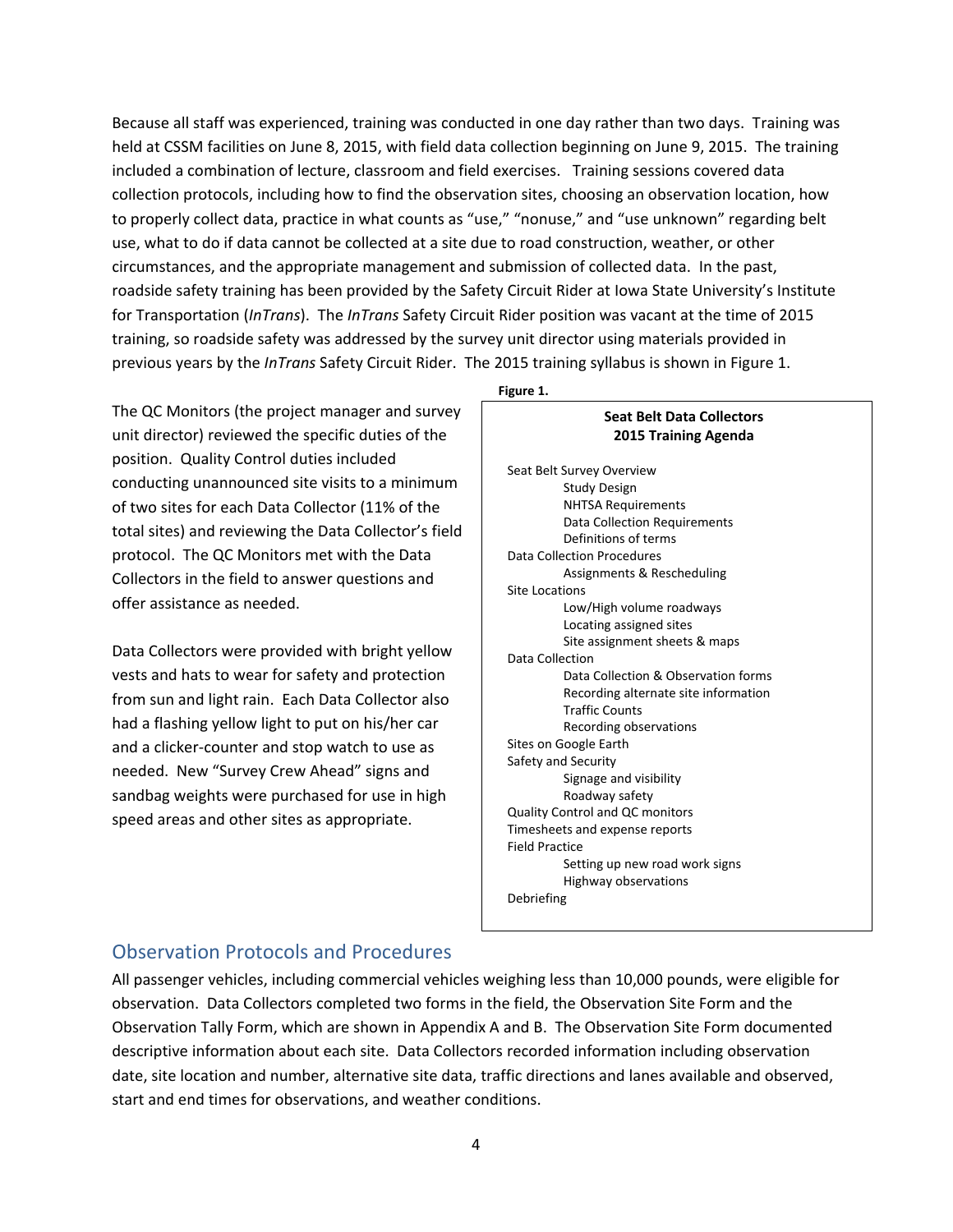Because all staff was experienced, training was conducted in one day rather than two days. Training was held at CSSM facilities on June 8, 2015, with field data collection beginning on June 9, 2015. The training included a combination of lecture, classroom and field exercises. Training sessions covered data collection protocols, including how to find the observation sites, choosing an observation location, how to properly collect data, practice in what counts as "use," "nonuse," and "use unknown" regarding belt use, what to do if data cannot be collected at a site due to road construction, weather, or other circumstances, and the appropriate management and submission of collected data. In the past, roadside safety training has been provided by the Safety Circuit Rider at Iowa State University's Institute for Transportation (*InTrans*). The *InTrans* Safety Circuit Rider position was vacant at the time of 2015 training, so roadside safety was addressed by the survey unit director using materials provided in previous years by the *InTrans* Safety Circuit Rider. The 2015 training syllabus is shown in Figure 1.

The QC Monitors (the project manager and survey unit director) reviewed the specific duties of the position. Quality Control duties included conducting unannounced site visits to a minimum of two sites for each Data Collector (11% of the total sites) and reviewing the Data Collector's field protocol. The QC Monitors met with the Data Collectors in the field to answer questions and offer assistance as needed.

Data Collectors were provided with bright yellow vests and hats to wear for safety and protection from sun and light rain. Each Data Collector also had a flashing yellow light to put on his/her car and a clicker-counter and stop watch to use as needed. New "Survey Crew Ahead" signs and sandbag weights were purchased for use in high speed areas and other sites as appropriate.

**Figure 1.**

**Seat Belt Data Collectors**
**2015 Training Agenda**

- Seat Belt Survey Overview
  - Study Design
  - NHTSA Requirements
  - Data Collection Requirements
  - Definitions of terms
- Data Collection Procedures
  - Assignments & Rescheduling
- Site Locations
  - Low/High volume roadways
  - Locating assigned sites
  - Site assignment sheets & maps
- Data Collection
  - Data Collection & Observation forms
  - Recording alternate site information
  - Traffic Counts
  - Recording observations
- Sites on Google Earth
- Safety and Security
  - Signage and visibility
  - Roadway safety
- Quality Control and QC monitors
- Timesheets and expense reports
- Field Practice
  - Setting up new road work signs
  - Highway observations
- Debriefing

## Observation Protocols and Procedures

All passenger vehicles, including commercial vehicles weighing less than 10,000 pounds, were eligible for observation. Data Collectors completed two forms in the field, the Observation Site Form and the Observation Tally Form, which are shown in Appendix A and B. The Observation Site Form documented descriptive information about each site. Data Collectors recorded information including observation date, site location and number, alternative site data, traffic directions and lanes available and observed, start and end times for observations, and weather conditions.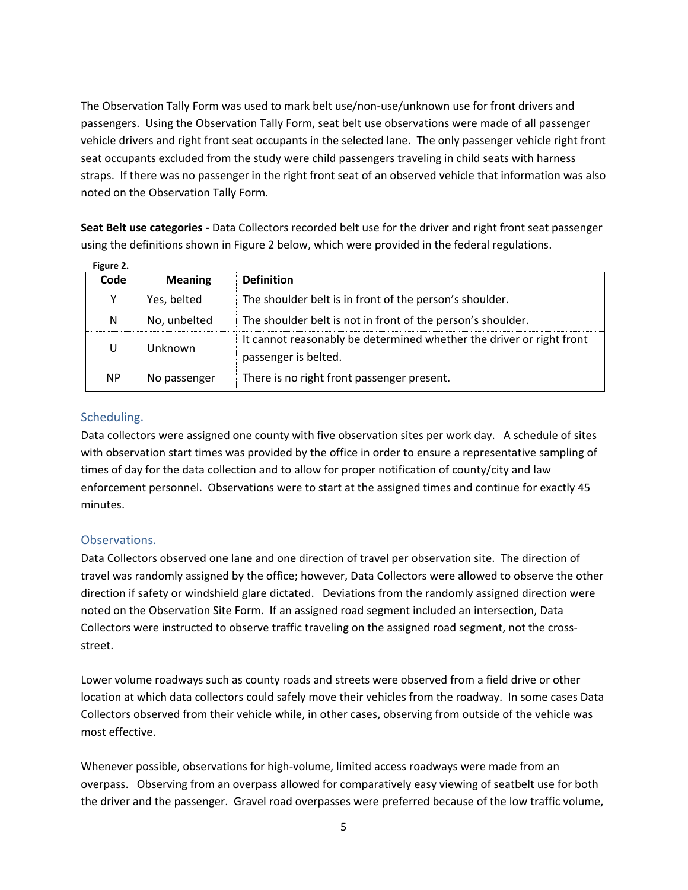The Observation Tally Form was used to mark belt use/non-use/unknown use for front drivers and passengers. Using the Observation Tally Form, seat belt use observations were made of all passenger vehicle drivers and right front seat occupants in the selected lane. The only passenger vehicle right front seat occupants excluded from the study were child passengers traveling in child seats with harness straps. If there was no passenger in the right front seat of an observed vehicle that information was also noted on the Observation Tally Form.

**Seat Belt use categories -** Data Collectors recorded belt use for the driver and right front seat passenger using the definitions shown in Figure 2 below, which were provided in the federal regulations.

**Figure 2.**

| Code | Meaning | Definition |
|---|---|---|
| Y | Yes, belted | The shoulder belt is in front of the person's shoulder. |
| N | No, unbelted | The shoulder belt is not in front of the person's shoulder. |
| U | Unknown | It cannot reasonably be determined whether the driver or right front passenger is belted. |
| NP | No passenger | There is no right front passenger present. |

### Scheduling.

Data collectors were assigned one county with five observation sites per work day. A schedule of sites with observation start times was provided by the office in order to ensure a representative sampling of times of day for the data collection and to allow for proper notification of county/city and law enforcement personnel. Observations were to start at the assigned times and continue for exactly 45 minutes.

### Observations.

Data Collectors observed one lane and one direction of travel per observation site. The direction of travel was randomly assigned by the office; however, Data Collectors were allowed to observe the other direction if safety or windshield glare dictated. Deviations from the randomly assigned direction were noted on the Observation Site Form. If an assigned road segment included an intersection, Data Collectors were instructed to observe traffic traveling on the assigned road segment, not the cross-street.

Lower volume roadways such as county roads and streets were observed from a field drive or other location at which data collectors could safely move their vehicles from the roadway. In some cases Data Collectors observed from their vehicle while, in other cases, observing from outside of the vehicle was most effective.

Whenever possible, observations for high-volume, limited access roadways were made from an overpass. Observing from an overpass allowed for comparatively easy viewing of seatbelt use for both the driver and the passenger. Gravel road overpasses were preferred because of the low traffic volume,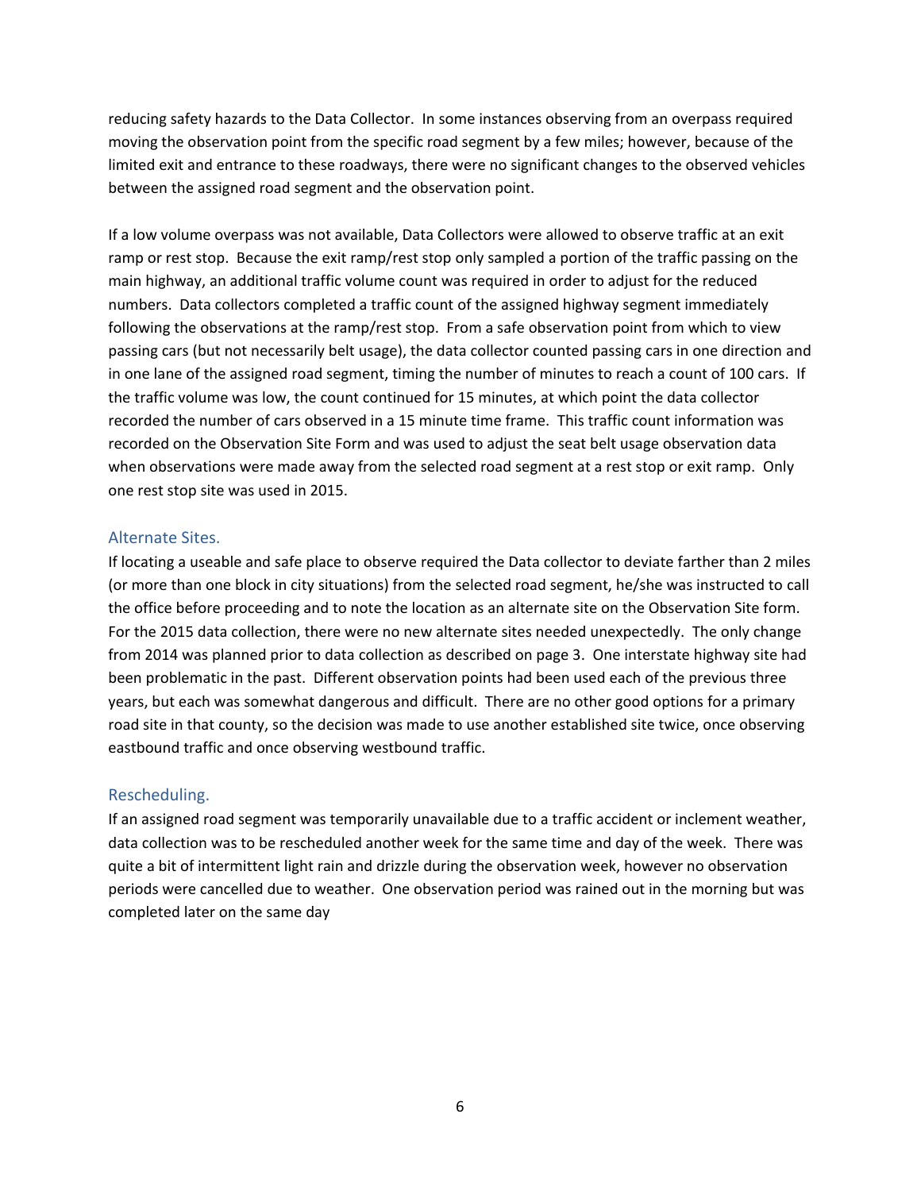reducing safety hazards to the Data Collector. In some instances observing from an overpass required moving the observation point from the specific road segment by a few miles; however, because of the limited exit and entrance to these roadways, there were no significant changes to the observed vehicles between the assigned road segment and the observation point.

If a low volume overpass was not available, Data Collectors were allowed to observe traffic at an exit ramp or rest stop. Because the exit ramp/rest stop only sampled a portion of the traffic passing on the main highway, an additional traffic volume count was required in order to adjust for the reduced numbers. Data collectors completed a traffic count of the assigned highway segment immediately following the observations at the ramp/rest stop. From a safe observation point from which to view passing cars (but not necessarily belt usage), the data collector counted passing cars in one direction and in one lane of the assigned road segment, timing the number of minutes to reach a count of 100 cars. If the traffic volume was low, the count continued for 15 minutes, at which point the data collector recorded the number of cars observed in a 15 minute time frame. This traffic count information was recorded on the Observation Site Form and was used to adjust the seat belt usage observation data when observations were made away from the selected road segment at a rest stop or exit ramp. Only one rest stop site was used in 2015.

### Alternate Sites.

If locating a useable and safe place to observe required the Data collector to deviate farther than 2 miles (or more than one block in city situations) from the selected road segment, he/she was instructed to call the office before proceeding and to note the location as an alternate site on the Observation Site form. For the 2015 data collection, there were no new alternate sites needed unexpectedly. The only change from 2014 was planned prior to data collection as described on page 3. One interstate highway site had been problematic in the past. Different observation points had been used each of the previous three years, but each was somewhat dangerous and difficult. There are no other good options for a primary road site in that county, so the decision was made to use another established site twice, once observing eastbound traffic and once observing westbound traffic.

### Rescheduling.

If an assigned road segment was temporarily unavailable due to a traffic accident or inclement weather, data collection was to be rescheduled another week for the same time and day of the week. There was quite a bit of intermittent light rain and drizzle during the observation week, however no observation periods were cancelled due to weather. One observation period was rained out in the morning but was completed later on the same day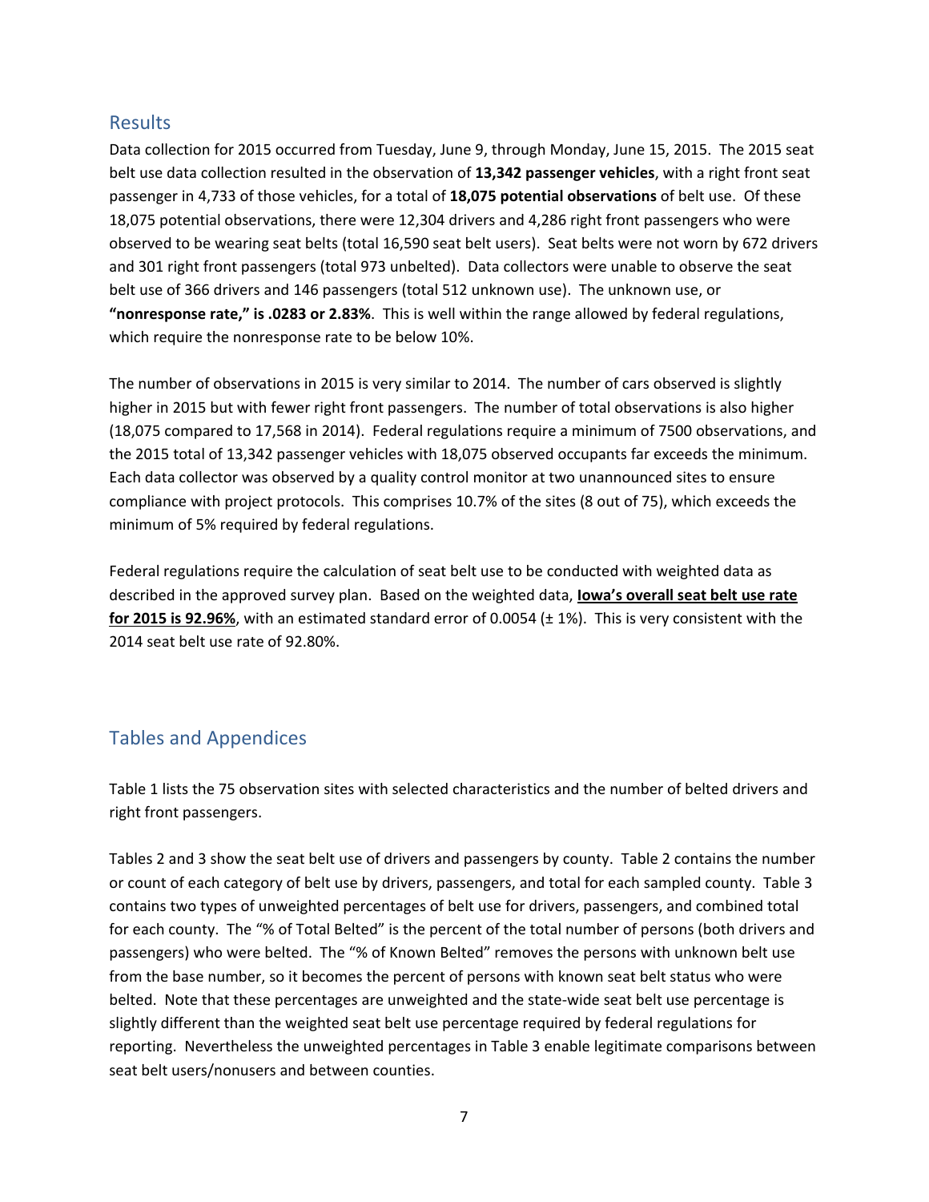## Results

Data collection for 2015 occurred from Tuesday, June 9, through Monday, June 15, 2015. The 2015 seat belt use data collection resulted in the observation of **13,342 passenger vehicles**, with a right front seat passenger in 4,733 of those vehicles, for a total of **18,075 potential observations** of belt use. Of these 18,075 potential observations, there were 12,304 drivers and 4,286 right front passengers who were observed to be wearing seat belts (total 16,590 seat belt users). Seat belts were not worn by 672 drivers and 301 right front passengers (total 973 unbelted). Data collectors were unable to observe the seat belt use of 366 drivers and 146 passengers (total 512 unknown use). The unknown use, or **"nonresponse rate," is .0283 or 2.83%**. This is well within the range allowed by federal regulations, which require the nonresponse rate to be below 10%.

The number of observations in 2015 is very similar to 2014. The number of cars observed is slightly higher in 2015 but with fewer right front passengers. The number of total observations is also higher (18,075 compared to 17,568 in 2014). Federal regulations require a minimum of 7500 observations, and the 2015 total of 13,342 passenger vehicles with 18,075 observed occupants far exceeds the minimum. Each data collector was observed by a quality control monitor at two unannounced sites to ensure compliance with project protocols. This comprises 10.7% of the sites (8 out of 75), which exceeds the minimum of 5% required by federal regulations.

Federal regulations require the calculation of seat belt use to be conducted with weighted data as described in the approved survey plan. Based on the weighted data, **Iowa's overall seat belt use rate for 2015 is 92.96%**, with an estimated standard error of 0.0054 (± 1%). This is very consistent with the 2014 seat belt use rate of 92.80%.

## Tables and Appendices

Table 1 lists the 75 observation sites with selected characteristics and the number of belted drivers and right front passengers.

Tables 2 and 3 show the seat belt use of drivers and passengers by county. Table 2 contains the number or count of each category of belt use by drivers, passengers, and total for each sampled county. Table 3 contains two types of unweighted percentages of belt use for drivers, passengers, and combined total for each county. The "% of Total Belted" is the percent of the total number of persons (both drivers and passengers) who were belted. The "% of Known Belted" removes the persons with unknown belt use from the base number, so it becomes the percent of persons with known seat belt status who were belted. Note that these percentages are unweighted and the state-wide seat belt use percentage is slightly different than the weighted seat belt use percentage required by federal regulations for reporting. Nevertheless the unweighted percentages in Table 3 enable legitimate comparisons between seat belt users/nonusers and between counties.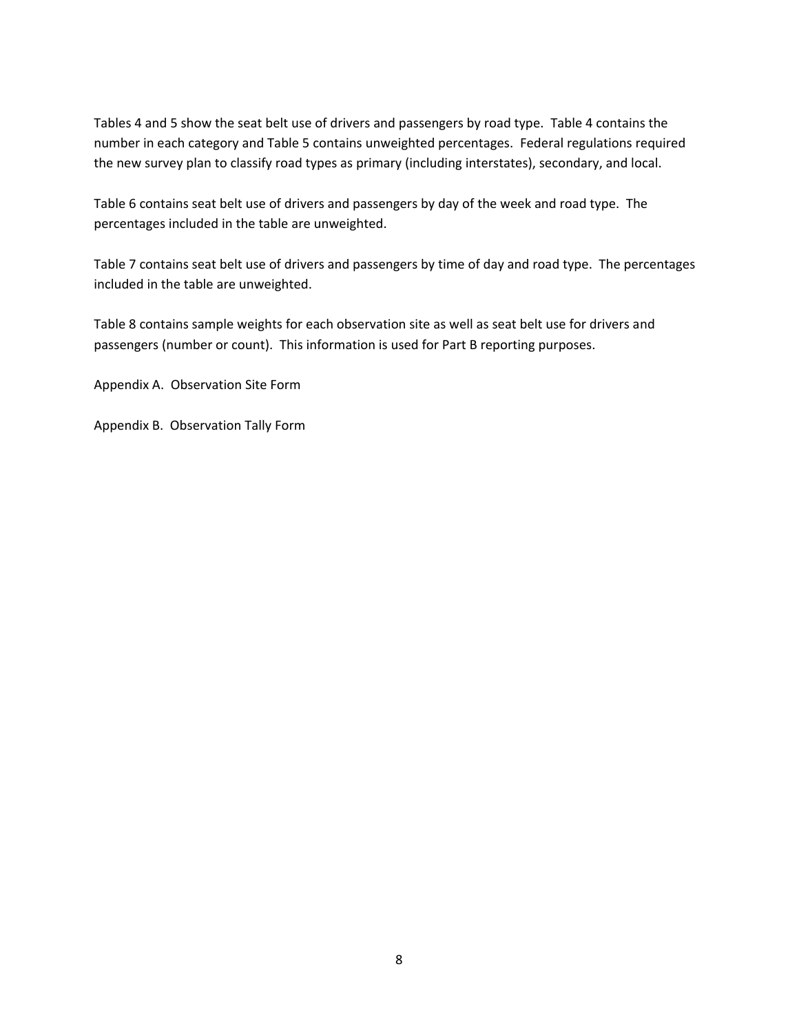Tables 4 and 5 show the seat belt use of drivers and passengers by road type. Table 4 contains the number in each category and Table 5 contains unweighted percentages. Federal regulations required the new survey plan to classify road types as primary (including interstates), secondary, and local.

Table 6 contains seat belt use of drivers and passengers by day of the week and road type. The percentages included in the table are unweighted.

Table 7 contains seat belt use of drivers and passengers by time of day and road type. The percentages included in the table are unweighted.

Table 8 contains sample weights for each observation site as well as seat belt use for drivers and passengers (number or count). This information is used for Part B reporting purposes.

Appendix A. Observation Site Form

Appendix B. Observation Tally Form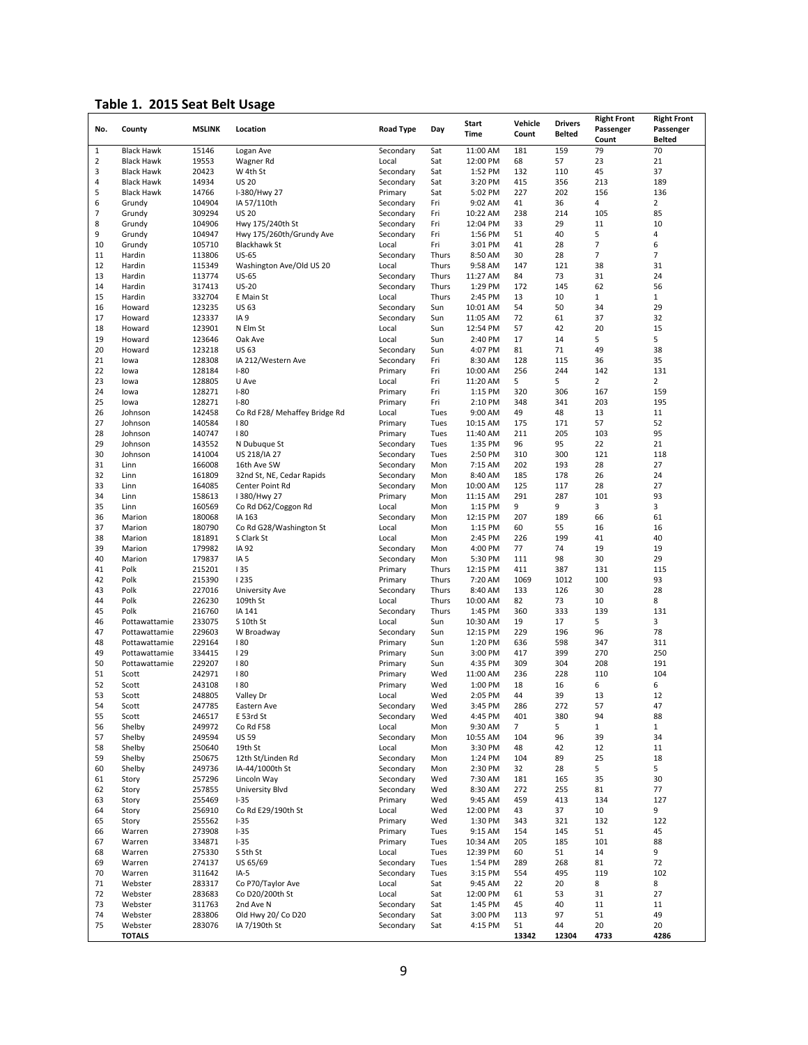## Table 1. 2015 Seat Belt Usage

| No. | County | MSLINK | Location | Road Type | Day | Start Time | Vehicle Count | Drivers Belted | Right Front Passenger Count | Right Front Passenger Belted |
|---|---|---|---|---|---|---|---|---|---|---|
| 1 | Black Hawk | 15146 | Logan Ave | Secondary | Sat | 11:00 AM | 181 | 159 | 79 | 70 |
| 2 | Black Hawk | 19553 | Wagner Rd | Local | Sat | 12:00 PM | 68 | 57 | 23 | 21 |
| 3 | Black Hawk | 20423 | W 4th St | Secondary | Sat | 1:52 PM | 132 | 110 | 45 | 37 |
| 4 | Black Hawk | 14934 | US 20 | Secondary | Sat | 3:20 PM | 415 | 356 | 213 | 189 |
| 5 | Black Hawk | 14766 | I-380/Hwy 27 | Primary | Sat | 5:02 PM | 227 | 202 | 156 | 136 |
| 6 | Grundy | 104904 | IA 57/110th | Secondary | Fri | 9:02 AM | 41 | 36 | 4 | 2 |
| 7 | Grundy | 309294 | US 20 | Secondary | Fri | 10:22 AM | 238 | 214 | 105 | 85 |
| 8 | Grundy | 104906 | Hwy 175/240th St | Secondary | Fri | 12:04 PM | 33 | 29 | 11 | 10 |
| 9 | Grundy | 104947 | Hwy 175/260th/Grundy Ave | Secondary | Fri | 1:56 PM | 51 | 40 | 5 | 4 |
| 10 | Grundy | 105710 | Blackhawk St | Local | Fri | 3:01 PM | 41 | 28 | 7 | 6 |
| 11 | Hardin | 113806 | US-65 | Secondary | Thurs | 8:50 AM | 30 | 28 | 7 | 7 |
| 12 | Hardin | 115349 | Washington Ave/Old US 20 | Local | Thurs | 9:58 AM | 147 | 121 | 38 | 31 |
| 13 | Hardin | 113774 | US-65 | Secondary | Thurs | 11:27 AM | 84 | 73 | 31 | 24 |
| 14 | Hardin | 317413 | US-20 | Secondary | Thurs | 1:29 PM | 172 | 145 | 62 | 56 |
| 15 | Hardin | 332704 | E Main St | Local | Thurs | 2:45 PM | 13 | 10 | 1 | 1 |
| 16 | Howard | 123235 | US 63 | Secondary | Sun | 10:01 AM | 54 | 50 | 34 | 29 |
| 17 | Howard | 123337 | IA 9 | Secondary | Sun | 11:05 AM | 72 | 61 | 37 | 32 |
| 18 | Howard | 123901 | N Elm St | Local | Sun | 12:54 PM | 57 | 42 | 20 | 15 |
| 19 | Howard | 123646 | Oak Ave | Local | Sun | 2:40 PM | 17 | 14 | 5 | 5 |
| 20 | Howard | 123218 | US 63 | Secondary | Sun | 4:07 PM | 81 | 71 | 49 | 38 |
| 21 | Iowa | 128308 | IA 212/Western Ave | Secondary | Fri | 8:30 AM | 128 | 115 | 36 | 35 |
| 22 | Iowa | 128184 | I-80 | Primary | Fri | 10:00 AM | 256 | 244 | 142 | 131 |
| 23 | Iowa | 128805 | U Ave | Local | Fri | 11:20 AM | 5 | 5 | 2 | 2 |
| 24 | Iowa | 128271 | I-80 | Primary | Fri | 1:15 PM | 320 | 306 | 167 | 159 |
| 25 | Iowa | 128271 | I-80 | Primary | Fri | 2:10 PM | 348 | 341 | 203 | 195 |
| 26 | Johnson | 142458 | Co Rd F28/ Mehaffey Bridge Rd | Local | Tues | 9:00 AM | 49 | 48 | 13 | 11 |
| 27 | Johnson | 140584 | I 80 | Primary | Tues | 10:15 AM | 175 | 171 | 57 | 52 |
| 28 | Johnson | 140747 | I 80 | Primary | Tues | 11:40 AM | 211 | 205 | 103 | 95 |
| 29 | Johnson | 143552 | N Dubuque St | Secondary | Tues | 1:35 PM | 96 | 95 | 22 | 21 |
| 30 | Johnson | 141004 | US 218/IA 27 | Secondary | Tues | 2:50 PM | 310 | 300 | 121 | 118 |
| 31 | Linn | 166008 | 16th Ave SW | Secondary | Mon | 7:15 AM | 202 | 193 | 28 | 27 |
| 32 | Linn | 161809 | 32nd St, NE, Cedar Rapids | Secondary | Mon | 8:40 AM | 185 | 178 | 26 | 24 |
| 33 | Linn | 164085 | Center Point Rd | Secondary | Mon | 10:00 AM | 125 | 117 | 28 | 27 |
| 34 | Linn | 158613 | I 380/Hwy 27 | Primary | Mon | 11:15 AM | 291 | 287 | 101 | 93 |
| 35 | Linn | 160569 | Co Rd D62/Coggon Rd | Local | Mon | 1:15 PM | 9 | 9 | 3 | 3 |
| 36 | Marion | 180068 | IA 163 | Secondary | Mon | 12:15 PM | 207 | 189 | 66 | 61 |
| 37 | Marion | 180790 | Co Rd G28/Washington St | Local | Mon | 1:15 PM | 60 | 55 | 16 | 16 |
| 38 | Marion | 181891 | S Clark St | Local | Mon | 2:45 PM | 226 | 199 | 41 | 40 |
| 39 | Marion | 179982 | IA 92 | Secondary | Mon | 4:00 PM | 77 | 74 | 19 | 19 |
| 40 | Marion | 179837 | IA 5 | Secondary | Mon | 5:30 PM | 111 | 98 | 30 | 29 |
| 41 | Polk | 215201 | I 35 | Primary | Thurs | 12:15 PM | 411 | 387 | 131 | 115 |
| 42 | Polk | 215390 | I 235 | Primary | Thurs | 7:20 AM | 1069 | 1012 | 100 | 93 |
| 43 | Polk | 227016 | University Ave | Secondary | Thurs | 8:40 AM | 133 | 126 | 30 | 28 |
| 44 | Polk | 226230 | 109th St | Local | Thurs | 10:00 AM | 82 | 73 | 10 | 8 |
| 45 | Polk | 216760 | IA 141 | Secondary | Thurs | 1:45 PM | 360 | 333 | 139 | 131 |
| 46 | Pottawattamie | 233075 | S 10th St | Local | Sun | 10:30 AM | 19 | 17 | 5 | 3 |
| 47 | Pottawattamie | 229603 | W Broadway | Secondary | Sun | 12:15 PM | 229 | 196 | 96 | 78 |
| 48 | Pottawattamie | 229164 | I 80 | Primary | Sun | 1:20 PM | 636 | 598 | 347 | 311 |
| 49 | Pottawattamie | 334415 | I 29 | Primary | Sun | 3:00 PM | 417 | 399 | 270 | 250 |
| 50 | Pottawattamie | 229207 | I 80 | Primary | Sun | 4:35 PM | 309 | 304 | 208 | 191 |
| 51 | Scott | 242971 | I 80 | Primary | Wed | 11:00 AM | 236 | 228 | 110 | 104 |
| 52 | Scott | 243108 | I 80 | Primary | Wed | 1:00 PM | 18 | 16 | 6 | 6 |
| 53 | Scott | 248805 | Valley Dr | Local | Wed | 2:05 PM | 44 | 39 | 13 | 12 |
| 54 | Scott | 247785 | Eastern Ave | Secondary | Wed | 3:45 PM | 286 | 272 | 57 | 47 |
| 55 | Scott | 246517 | E 53rd St | Secondary | Wed | 4:45 PM | 401 | 380 | 94 | 88 |
| 56 | Shelby | 249972 | Co Rd F58 | Local | Mon | 9:30 AM | 7 | 5 | 1 | 1 |
| 57 | Shelby | 249594 | US 59 | Secondary | Mon | 10:55 AM | 104 | 96 | 39 | 34 |
| 58 | Shelby | 250640 | 19th St | Local | Mon | 3:30 PM | 48 | 42 | 12 | 11 |
| 59 | Shelby | 250675 | 12th St/Linden Rd | Secondary | Mon | 1:24 PM | 104 | 89 | 25 | 18 |
| 60 | Shelby | 249736 | IA-44/1000th St | Secondary | Mon | 2:30 PM | 32 | 28 | 5 | 5 |
| 61 | Story | 257296 | Lincoln Way | Secondary | Wed | 7:30 AM | 181 | 165 | 35 | 30 |
| 62 | Story | 257855 | University Blvd | Secondary | Wed | 8:30 AM | 272 | 255 | 81 | 77 |
| 63 | Story | 255469 | I-35 | Primary | Wed | 9:45 AM | 459 | 413 | 134 | 127 |
| 64 | Story | 256910 | Co Rd E29/190th St | Local | Wed | 12:00 PM | 43 | 37 | 10 | 9 |
| 65 | Story | 255562 | I-35 | Primary | Wed | 1:30 PM | 343 | 321 | 132 | 122 |
| 66 | Warren | 273908 | I-35 | Primary | Tues | 9:15 AM | 154 | 145 | 51 | 45 |
| 67 | Warren | 334871 | I-35 | Primary | Tues | 10:34 AM | 205 | 185 | 101 | 88 |
| 68 | Warren | 275330 | S 5th St | Local | Tues | 12:39 PM | 60 | 51 | 14 | 9 |
| 69 | Warren | 274137 | US 65/69 | Secondary | Tues | 1:54 PM | 289 | 268 | 81 | 72 |
| 70 | Warren | 311642 | IA-5 | Secondary | Tues | 3:15 PM | 554 | 495 | 119 | 102 |
| 71 | Webster | 283317 | Co P70/Taylor Ave | Local | Sat | 9:45 AM | 22 | 20 | 8 | 8 |
| 72 | Webster | 283683 | Co D20/200th St | Local | Sat | 12:00 PM | 61 | 53 | 31 | 27 |
| 73 | Webster | 311763 | 2nd Ave N | Secondary | Sat | 1:45 PM | 45 | 40 | 11 | 11 |
| 74 | Webster | 283806 | Old Hwy 20/ Co D20 | Secondary | Sat | 3:00 PM | 113 | 97 | 51 | 49 |
| 75 | Webster | 283076 | IA 7/190th St | Secondary | Sat | 4:15 PM | 51 | 44 | 20 | 20 |
| | **TOTALS** | | | | | | **13342** | **12304** | **4733** | **4286** |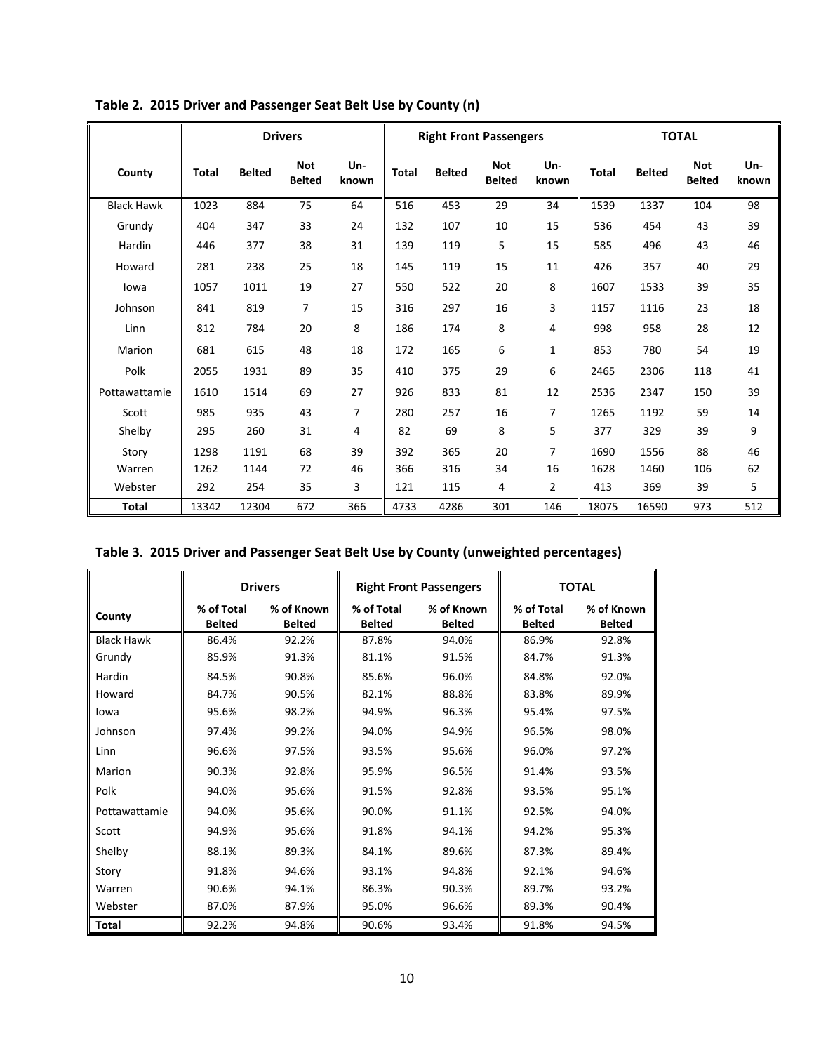**Table 2. 2015 Driver and Passenger Seat Belt Use by County (n)**

| | Drivers | | | | Right Front Passengers | | | | TOTAL | | | |
|---|---|---|---|---|---|---|---|---|---|---|---|---|
| County | Total | Belted | Not Belted | Un-known | Total | Belted | Not Belted | Un-known | Total | Belted | Not Belted | Un-known |
| Black Hawk | 1023 | 884 | 75 | 64 | 516 | 453 | 29 | 34 | 1539 | 1337 | 104 | 98 |
| Grundy | 404 | 347 | 33 | 24 | 132 | 107 | 10 | 15 | 536 | 454 | 43 | 39 |
| Hardin | 446 | 377 | 38 | 31 | 139 | 119 | 5 | 15 | 585 | 496 | 43 | 46 |
| Howard | 281 | 238 | 25 | 18 | 145 | 119 | 15 | 11 | 426 | 357 | 40 | 29 |
| Iowa | 1057 | 1011 | 19 | 27 | 550 | 522 | 20 | 8 | 1607 | 1533 | 39 | 35 |
| Johnson | 841 | 819 | 7 | 15 | 316 | 297 | 16 | 3 | 1157 | 1116 | 23 | 18 |
| Linn | 812 | 784 | 20 | 8 | 186 | 174 | 8 | 4 | 998 | 958 | 28 | 12 |
| Marion | 681 | 615 | 48 | 18 | 172 | 165 | 6 | 1 | 853 | 780 | 54 | 19 |
| Polk | 2055 | 1931 | 89 | 35 | 410 | 375 | 29 | 6 | 2465 | 2306 | 118 | 41 |
| Pottawattamie | 1610 | 1514 | 69 | 27 | 926 | 833 | 81 | 12 | 2536 | 2347 | 150 | 39 |
| Scott | 985 | 935 | 43 | 7 | 280 | 257 | 16 | 7 | 1265 | 1192 | 59 | 14 |
| Shelby | 295 | 260 | 31 | 4 | 82 | 69 | 8 | 5 | 377 | 329 | 39 | 9 |
| Story | 1298 | 1191 | 68 | 39 | 392 | 365 | 20 | 7 | 1690 | 1556 | 88 | 46 |
| Warren | 1262 | 1144 | 72 | 46 | 366 | 316 | 34 | 16 | 1628 | 1460 | 106 | 62 |
| Webster | 292 | 254 | 35 | 3 | 121 | 115 | 4 | 2 | 413 | 369 | 39 | 5 |
| **Total** | 13342 | 12304 | 672 | 366 | 4733 | 4286 | 301 | 146 | 18075 | 16590 | 973 | 512 |

**Table 3. 2015 Driver and Passenger Seat Belt Use by County (unweighted percentages)**

| | Drivers | | Right Front Passengers | | TOTAL | |
|---|---|---|---|---|---|---|
| County | % of Total Belted | % of Known Belted | % of Total Belted | % of Known Belted | % of Total Belted | % of Known Belted |
| Black Hawk | 86.4% | 92.2% | 87.8% | 94.0% | 86.9% | 92.8% |
| Grundy | 85.9% | 91.3% | 81.1% | 91.5% | 84.7% | 91.3% |
| Hardin | 84.5% | 90.8% | 85.6% | 96.0% | 84.8% | 92.0% |
| Howard | 84.7% | 90.5% | 82.1% | 88.8% | 83.8% | 89.9% |
| Iowa | 95.6% | 98.2% | 94.9% | 96.3% | 95.4% | 97.5% |
| Johnson | 97.4% | 99.2% | 94.0% | 94.9% | 96.5% | 98.0% |
| Linn | 96.6% | 97.5% | 93.5% | 95.6% | 96.0% | 97.2% |
| Marion | 90.3% | 92.8% | 95.9% | 96.5% | 91.4% | 93.5% |
| Polk | 94.0% | 95.6% | 91.5% | 92.8% | 93.5% | 95.1% |
| Pottawattamie | 94.0% | 95.6% | 90.0% | 91.1% | 92.5% | 94.0% |
| Scott | 94.9% | 95.6% | 91.8% | 94.1% | 94.2% | 95.3% |
| Shelby | 88.1% | 89.3% | 84.1% | 89.6% | 87.3% | 89.4% |
| Story | 91.8% | 94.6% | 93.1% | 94.8% | 92.1% | 94.6% |
| Warren | 90.6% | 94.1% | 86.3% | 90.3% | 89.7% | 93.2% |
| Webster | 87.0% | 87.9% | 95.0% | 96.6% | 89.3% | 90.4% |
| **Total** | 92.2% | 94.8% | 90.6% | 93.4% | 91.8% | 94.5% |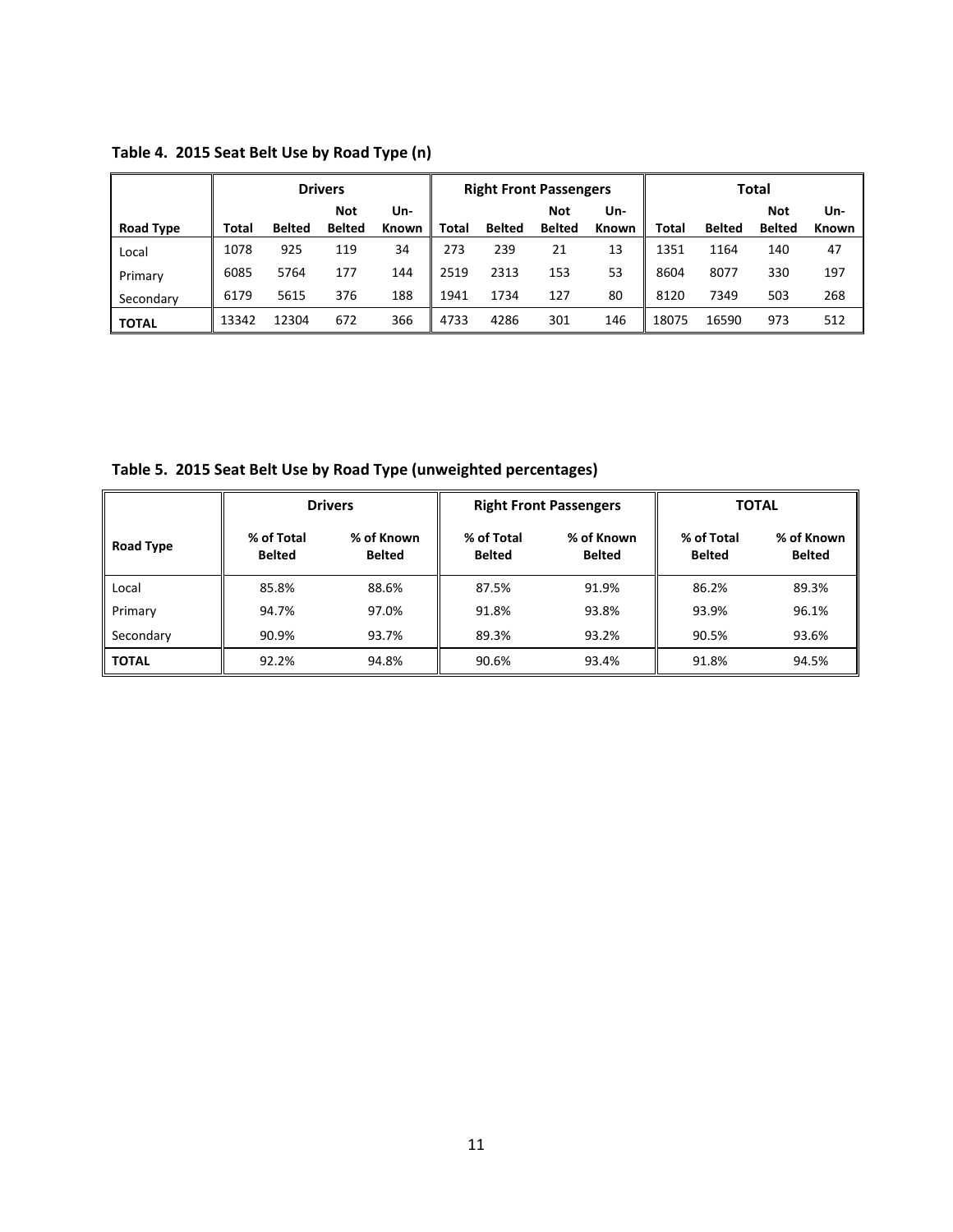**Table 4. 2015 Seat Belt Use by Road Type (n)**

| | Drivers | | | | Right Front Passengers | | | | Total | | | |
|---|---|---|---|---|---|---|---|---|---|---|---|---|
| Road Type | Total | Belted | Not Belted | Un-Known | Total | Belted | Not Belted | Un-Known | Total | Belted | Not Belted | Un-Known |
| Local | 1078 | 925 | 119 | 34 | 273 | 239 | 21 | 13 | 1351 | 1164 | 140 | 47 |
| Primary | 6085 | 5764 | 177 | 144 | 2519 | 2313 | 153 | 53 | 8604 | 8077 | 330 | 197 |
| Secondary | 6179 | 5615 | 376 | 188 | 1941 | 1734 | 127 | 80 | 8120 | 7349 | 503 | 268 |
| **TOTAL** | 13342 | 12304 | 672 | 366 | 4733 | 4286 | 301 | 146 | 18075 | 16590 | 973 | 512 |

**Table 5. 2015 Seat Belt Use by Road Type (unweighted percentages)**

| | Drivers | | Right Front Passengers | | TOTAL | |
|---|---|---|---|---|---|---|
| Road Type | % of Total Belted | % of Known Belted | % of Total Belted | % of Known Belted | % of Total Belted | % of Known Belted |
| Local | 85.8% | 88.6% | 87.5% | 91.9% | 86.2% | 89.3% |
| Primary | 94.7% | 97.0% | 91.8% | 93.8% | 93.9% | 96.1% |
| Secondary | 90.9% | 93.7% | 89.3% | 93.2% | 90.5% | 93.6% |
| **TOTAL** | 92.2% | 94.8% | 90.6% | 93.4% | 91.8% | 94.5% |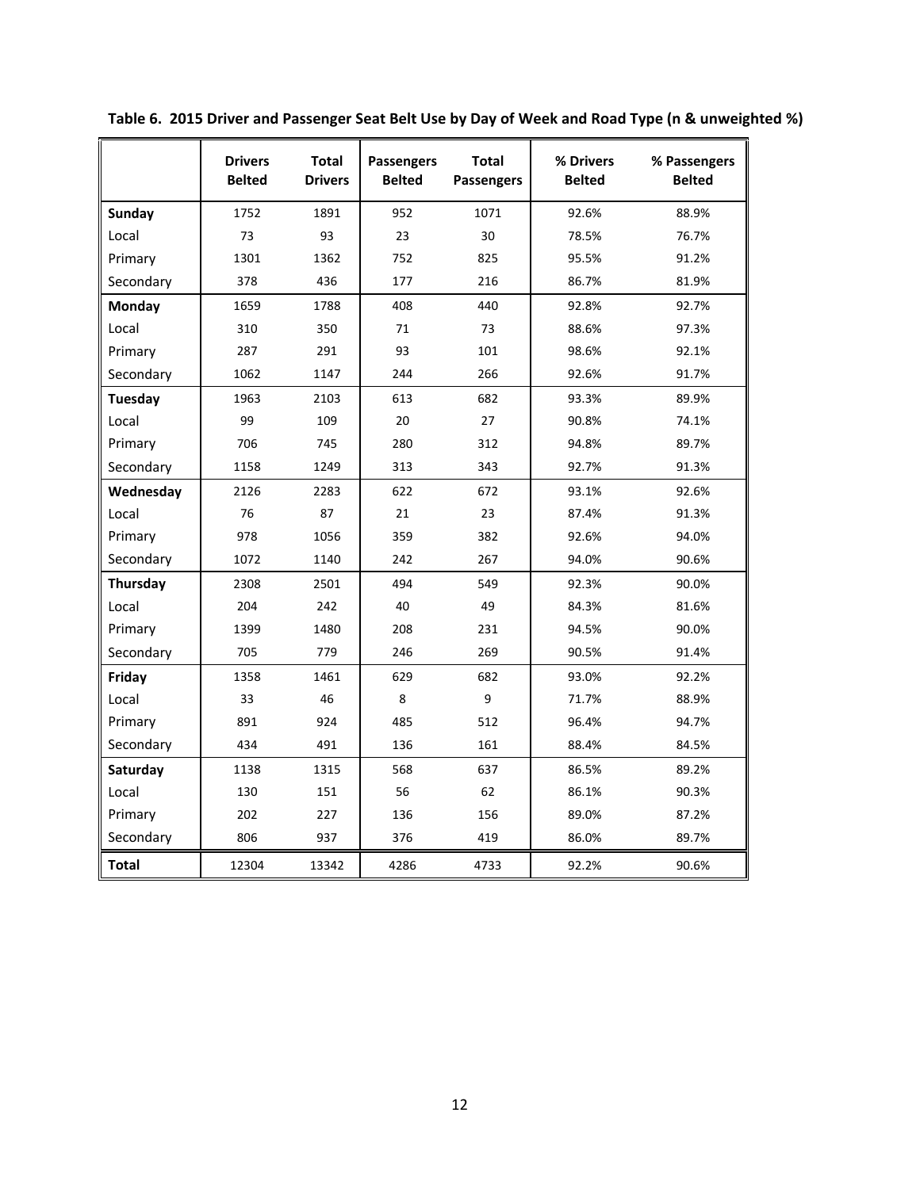**Table 6. 2015 Driver and Passenger Seat Belt Use by Day of Week and Road Type (n & unweighted %)**

| | Drivers Belted | Total Drivers | Passengers Belted | Total Passengers | % Drivers Belted | % Passengers Belted |
|---|---|---|---|---|---|---|
| **Sunday** | 1752 | 1891 | 952 | 1071 | 92.6% | 88.9% |
| Local | 73 | 93 | 23 | 30 | 78.5% | 76.7% |
| Primary | 1301 | 1362 | 752 | 825 | 95.5% | 91.2% |
| Secondary | 378 | 436 | 177 | 216 | 86.7% | 81.9% |
| **Monday** | 1659 | 1788 | 408 | 440 | 92.8% | 92.7% |
| Local | 310 | 350 | 71 | 73 | 88.6% | 97.3% |
| Primary | 287 | 291 | 93 | 101 | 98.6% | 92.1% |
| Secondary | 1062 | 1147 | 244 | 266 | 92.6% | 91.7% |
| **Tuesday** | 1963 | 2103 | 613 | 682 | 93.3% | 89.9% |
| Local | 99 | 109 | 20 | 27 | 90.8% | 74.1% |
| Primary | 706 | 745 | 280 | 312 | 94.8% | 89.7% |
| Secondary | 1158 | 1249 | 313 | 343 | 92.7% | 91.3% |
| **Wednesday** | 2126 | 2283 | 622 | 672 | 93.1% | 92.6% |
| Local | 76 | 87 | 21 | 23 | 87.4% | 91.3% |
| Primary | 978 | 1056 | 359 | 382 | 92.6% | 94.0% |
| Secondary | 1072 | 1140 | 242 | 267 | 94.0% | 90.6% |
| **Thursday** | 2308 | 2501 | 494 | 549 | 92.3% | 90.0% |
| Local | 204 | 242 | 40 | 49 | 84.3% | 81.6% |
| Primary | 1399 | 1480 | 208 | 231 | 94.5% | 90.0% |
| Secondary | 705 | 779 | 246 | 269 | 90.5% | 91.4% |
| **Friday** | 1358 | 1461 | 629 | 682 | 93.0% | 92.2% |
| Local | 33 | 46 | 8 | 9 | 71.7% | 88.9% |
| Primary | 891 | 924 | 485 | 512 | 96.4% | 94.7% |
| Secondary | 434 | 491 | 136 | 161 | 88.4% | 84.5% |
| **Saturday** | 1138 | 1315 | 568 | 637 | 86.5% | 89.2% |
| Local | 130 | 151 | 56 | 62 | 86.1% | 90.3% |
| Primary | 202 | 227 | 136 | 156 | 89.0% | 87.2% |
| Secondary | 806 | 937 | 376 | 419 | 86.0% | 89.7% |
| **Total** | 12304 | 13342 | 4286 | 4733 | 92.2% | 90.6% |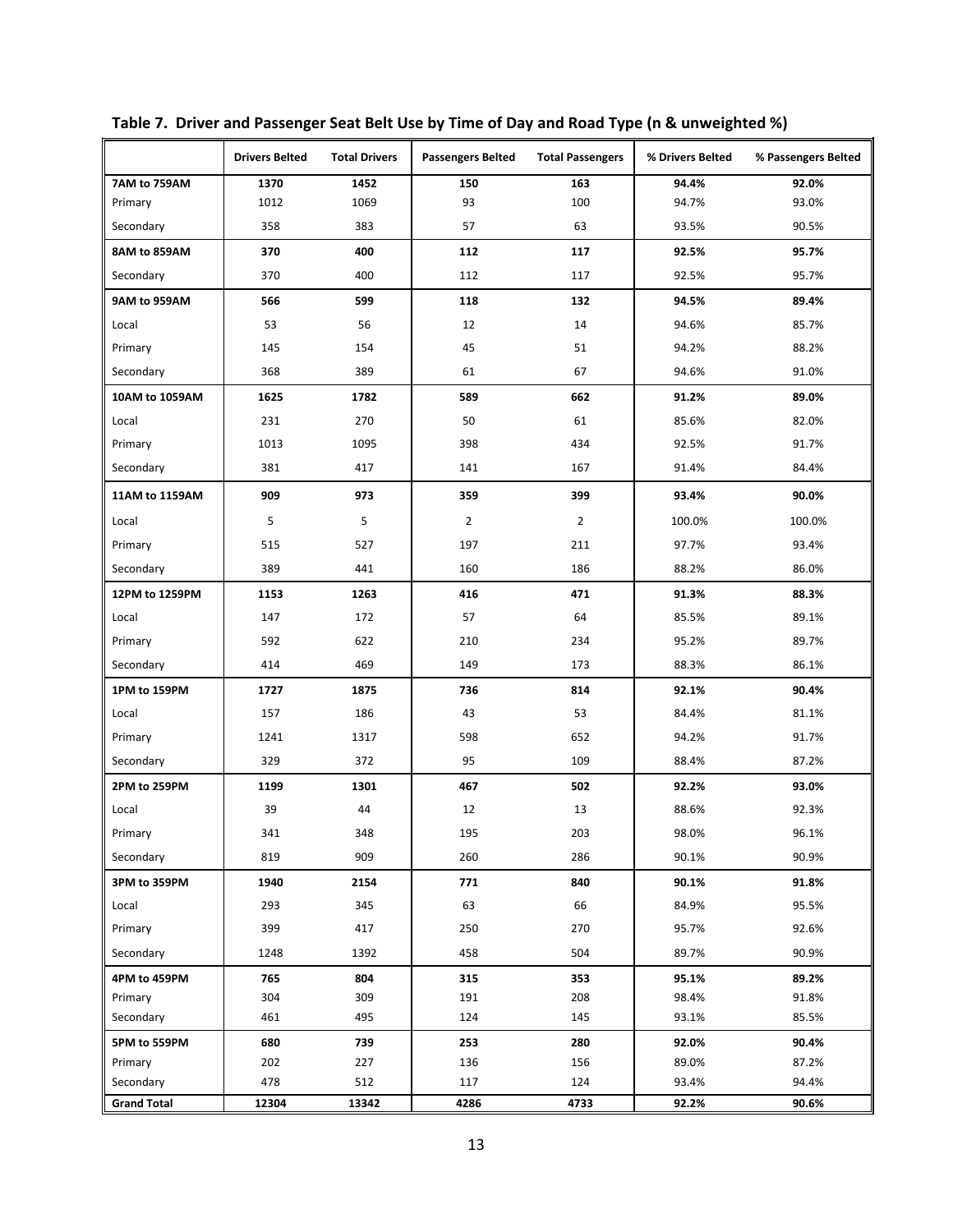**Table 7. Driver and Passenger Seat Belt Use by Time of Day and Road Type (n & unweighted %)**

| | Drivers Belted | Total Drivers | Passengers Belted | Total Passengers | % Drivers Belted | % Passengers Belted |
|---|---|---|---|---|---|---|
| **7AM to 759AM** | **1370** | **1452** | **150** | **163** | **94.4%** | **92.0%** |
| Primary | 1012 | 1069 | 93 | 100 | 94.7% | 93.0% |
| Secondary | 358 | 383 | 57 | 63 | 93.5% | 90.5% |
| **8AM to 859AM** | **370** | **400** | **112** | **117** | **92.5%** | **95.7%** |
| Secondary | 370 | 400 | 112 | 117 | 92.5% | 95.7% |
| **9AM to 959AM** | **566** | **599** | **118** | **132** | **94.5%** | **89.4%** |
| Local | 53 | 56 | 12 | 14 | 94.6% | 85.7% |
| Primary | 145 | 154 | 45 | 51 | 94.2% | 88.2% |
| Secondary | 368 | 389 | 61 | 67 | 94.6% | 91.0% |
| **10AM to 1059AM** | **1625** | **1782** | **589** | **662** | **91.2%** | **89.0%** |
| Local | 231 | 270 | 50 | 61 | 85.6% | 82.0% |
| Primary | 1013 | 1095 | 398 | 434 | 92.5% | 91.7% |
| Secondary | 381 | 417 | 141 | 167 | 91.4% | 84.4% |
| **11AM to 1159AM** | **909** | **973** | **359** | **399** | **93.4%** | **90.0%** |
| Local | 5 | 5 | 2 | 2 | 100.0% | 100.0% |
| Primary | 515 | 527 | 197 | 211 | 97.7% | 93.4% |
| Secondary | 389 | 441 | 160 | 186 | 88.2% | 86.0% |
| **12PM to 1259PM** | **1153** | **1263** | **416** | **471** | **91.3%** | **88.3%** |
| Local | 147 | 172 | 57 | 64 | 85.5% | 89.1% |
| Primary | 592 | 622 | 210 | 234 | 95.2% | 89.7% |
| Secondary | 414 | 469 | 149 | 173 | 88.3% | 86.1% |
| **1PM to 159PM** | **1727** | **1875** | **736** | **814** | **92.1%** | **90.4%** |
| Local | 157 | 186 | 43 | 53 | 84.4% | 81.1% |
| Primary | 1241 | 1317 | 598 | 652 | 94.2% | 91.7% |
| Secondary | 329 | 372 | 95 | 109 | 88.4% | 87.2% |
| **2PM to 259PM** | **1199** | **1301** | **467** | **502** | **92.2%** | **93.0%** |
| Local | 39 | 44 | 12 | 13 | 88.6% | 92.3% |
| Primary | 341 | 348 | 195 | 203 | 98.0% | 96.1% |
| Secondary | 819 | 909 | 260 | 286 | 90.1% | 90.9% |
| **3PM to 359PM** | **1940** | **2154** | **771** | **840** | **90.1%** | **91.8%** |
| Local | 293 | 345 | 63 | 66 | 84.9% | 95.5% |
| Primary | 399 | 417 | 250 | 270 | 95.7% | 92.6% |
| Secondary | 1248 | 1392 | 458 | 504 | 89.7% | 90.9% |
| **4PM to 459PM** | **765** | **804** | **315** | **353** | **95.1%** | **89.2%** |
| Primary | 304 | 309 | 191 | 208 | 98.4% | 91.8% |
| Secondary | 461 | 495 | 124 | 145 | 93.1% | 85.5% |
| **5PM to 559PM** | **680** | **739** | **253** | **280** | **92.0%** | **90.4%** |
| Primary | 202 | 227 | 136 | 156 | 89.0% | 87.2% |
| Secondary | 478 | 512 | 117 | 124 | 93.4% | 94.4% |
| **Grand Total** | **12304** | **13342** | **4286** | **4733** | **92.2%** | **90.6%** |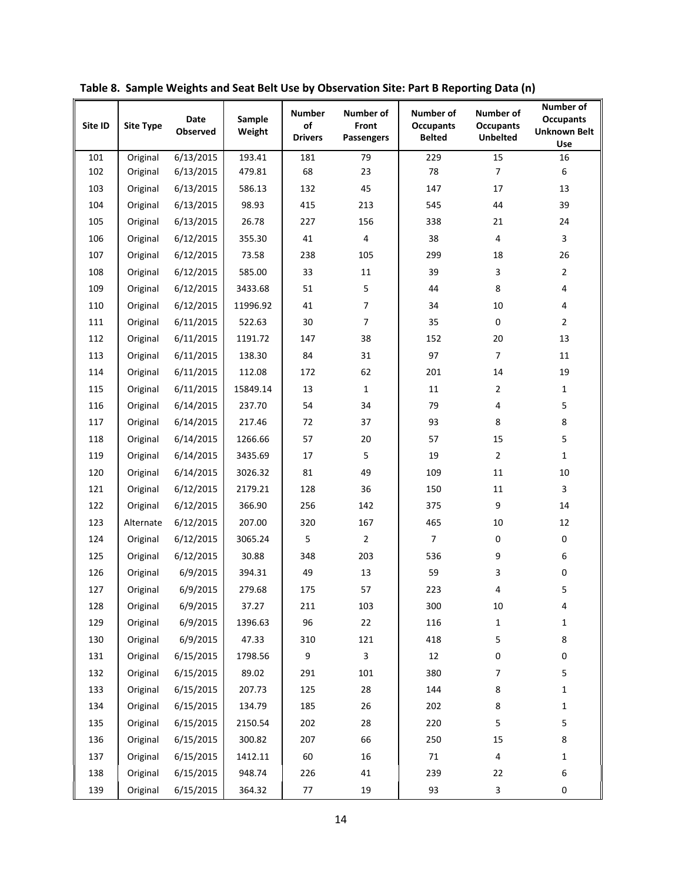**Table 8. Sample Weights and Seat Belt Use by Observation Site: Part B Reporting Data (n)**

| Site ID | Site Type | Date Observed | Sample Weight | Number of Drivers | Number of Front Passengers | Number of Occupants Belted | Number of Occupants Unbelted | Number of Occupants Unknown Belt Use |
|---|---|---|---|---|---|---|---|---|
| 101 | Original | 6/13/2015 | 193.41 | 181 | 79 | 229 | 15 | 16 |
| 102 | Original | 6/13/2015 | 479.81 | 68 | 23 | 78 | 7 | 6 |
| 103 | Original | 6/13/2015 | 586.13 | 132 | 45 | 147 | 17 | 13 |
| 104 | Original | 6/13/2015 | 98.93 | 415 | 213 | 545 | 44 | 39 |
| 105 | Original | 6/13/2015 | 26.78 | 227 | 156 | 338 | 21 | 24 |
| 106 | Original | 6/12/2015 | 355.30 | 41 | 4 | 38 | 4 | 3 |
| 107 | Original | 6/12/2015 | 73.58 | 238 | 105 | 299 | 18 | 26 |
| 108 | Original | 6/12/2015 | 585.00 | 33 | 11 | 39 | 3 | 2 |
| 109 | Original | 6/12/2015 | 3433.68 | 51 | 5 | 44 | 8 | 4 |
| 110 | Original | 6/12/2015 | 11996.92 | 41 | 7 | 34 | 10 | 4 |
| 111 | Original | 6/11/2015 | 522.63 | 30 | 7 | 35 | 0 | 2 |
| 112 | Original | 6/11/2015 | 1191.72 | 147 | 38 | 152 | 20 | 13 |
| 113 | Original | 6/11/2015 | 138.30 | 84 | 31 | 97 | 7 | 11 |
| 114 | Original | 6/11/2015 | 112.08 | 172 | 62 | 201 | 14 | 19 |
| 115 | Original | 6/11/2015 | 15849.14 | 13 | 1 | 11 | 2 | 1 |
| 116 | Original | 6/14/2015 | 237.70 | 54 | 34 | 79 | 4 | 5 |
| 117 | Original | 6/14/2015 | 217.46 | 72 | 37 | 93 | 8 | 8 |
| 118 | Original | 6/14/2015 | 1266.66 | 57 | 20 | 57 | 15 | 5 |
| 119 | Original | 6/14/2015 | 3435.69 | 17 | 5 | 19 | 2 | 1 |
| 120 | Original | 6/14/2015 | 3026.32 | 81 | 49 | 109 | 11 | 10 |
| 121 | Original | 6/12/2015 | 2179.21 | 128 | 36 | 150 | 11 | 3 |
| 122 | Original | 6/12/2015 | 366.90 | 256 | 142 | 375 | 9 | 14 |
| 123 | Alternate | 6/12/2015 | 207.00 | 320 | 167 | 465 | 10 | 12 |
| 124 | Original | 6/12/2015 | 3065.24 | 5 | 2 | 7 | 0 | 0 |
| 125 | Original | 6/12/2015 | 30.88 | 348 | 203 | 536 | 9 | 6 |
| 126 | Original | 6/9/2015 | 394.31 | 49 | 13 | 59 | 3 | 0 |
| 127 | Original | 6/9/2015 | 279.68 | 175 | 57 | 223 | 4 | 5 |
| 128 | Original | 6/9/2015 | 37.27 | 211 | 103 | 300 | 10 | 4 |
| 129 | Original | 6/9/2015 | 1396.63 | 96 | 22 | 116 | 1 | 1 |
| 130 | Original | 6/9/2015 | 47.33 | 310 | 121 | 418 | 5 | 8 |
| 131 | Original | 6/15/2015 | 1798.56 | 9 | 3 | 12 | 0 | 0 |
| 132 | Original | 6/15/2015 | 89.02 | 291 | 101 | 380 | 7 | 5 |
| 133 | Original | 6/15/2015 | 207.73 | 125 | 28 | 144 | 8 | 1 |
| 134 | Original | 6/15/2015 | 134.79 | 185 | 26 | 202 | 8 | 1 |
| 135 | Original | 6/15/2015 | 2150.54 | 202 | 28 | 220 | 5 | 5 |
| 136 | Original | 6/15/2015 | 300.82 | 207 | 66 | 250 | 15 | 8 |
| 137 | Original | 6/15/2015 | 1412.11 | 60 | 16 | 71 | 4 | 1 |
| 138 | Original | 6/15/2015 | 948.74 | 226 | 41 | 239 | 22 | 6 |
| 139 | Original | 6/15/2015 | 364.32 | 77 | 19 | 93 | 3 | 0 |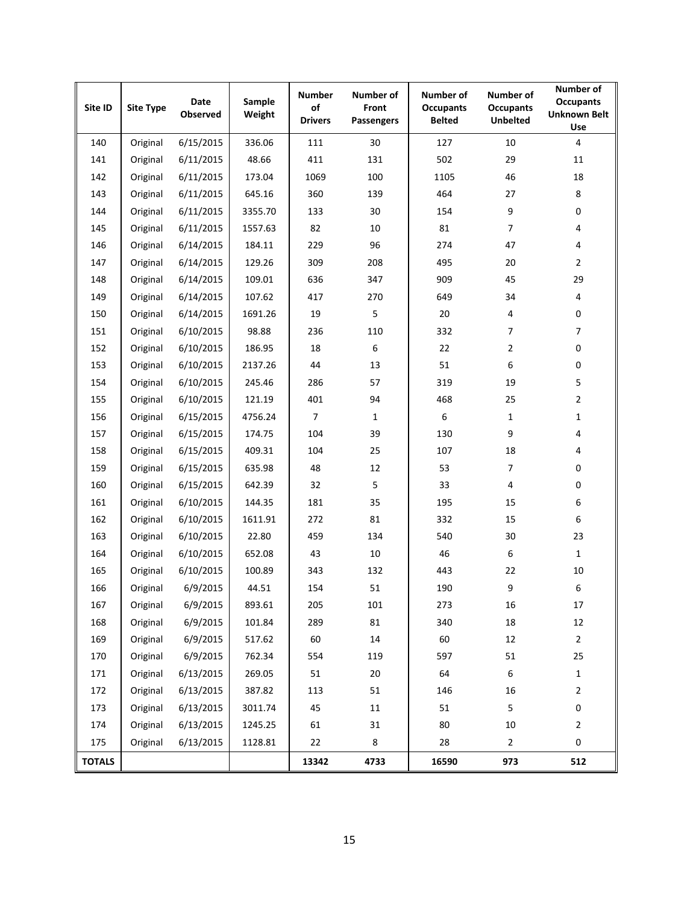| Site ID | Site Type | Date Observed | Sample Weight | Number of Drivers | Number of Front Passengers | Number of Occupants Belted | Number of Occupants Unbelted | Number of Occupants Unknown Belt Use |
|---|---|---|---|---|---|---|---|---|
| 140 | Original | 6/15/2015 | 336.06 | 111 | 30 | 127 | 10 | 4 |
| 141 | Original | 6/11/2015 | 48.66 | 411 | 131 | 502 | 29 | 11 |
| 142 | Original | 6/11/2015 | 173.04 | 1069 | 100 | 1105 | 46 | 18 |
| 143 | Original | 6/11/2015 | 645.16 | 360 | 139 | 464 | 27 | 8 |
| 144 | Original | 6/11/2015 | 3355.70 | 133 | 30 | 154 | 9 | 0 |
| 145 | Original | 6/11/2015 | 1557.63 | 82 | 10 | 81 | 7 | 4 |
| 146 | Original | 6/14/2015 | 184.11 | 229 | 96 | 274 | 47 | 4 |
| 147 | Original | 6/14/2015 | 129.26 | 309 | 208 | 495 | 20 | 2 |
| 148 | Original | 6/14/2015 | 109.01 | 636 | 347 | 909 | 45 | 29 |
| 149 | Original | 6/14/2015 | 107.62 | 417 | 270 | 649 | 34 | 4 |
| 150 | Original | 6/14/2015 | 1691.26 | 19 | 5 | 20 | 4 | 0 |
| 151 | Original | 6/10/2015 | 98.88 | 236 | 110 | 332 | 7 | 7 |
| 152 | Original | 6/10/2015 | 186.95 | 18 | 6 | 22 | 2 | 0 |
| 153 | Original | 6/10/2015 | 2137.26 | 44 | 13 | 51 | 6 | 0 |
| 154 | Original | 6/10/2015 | 245.46 | 286 | 57 | 319 | 19 | 5 |
| 155 | Original | 6/10/2015 | 121.19 | 401 | 94 | 468 | 25 | 2 |
| 156 | Original | 6/15/2015 | 4756.24 | 7 | 1 | 6 | 1 | 1 |
| 157 | Original | 6/15/2015 | 174.75 | 104 | 39 | 130 | 9 | 4 |
| 158 | Original | 6/15/2015 | 409.31 | 104 | 25 | 107 | 18 | 4 |
| 159 | Original | 6/15/2015 | 635.98 | 48 | 12 | 53 | 7 | 0 |
| 160 | Original | 6/15/2015 | 642.39 | 32 | 5 | 33 | 4 | 0 |
| 161 | Original | 6/10/2015 | 144.35 | 181 | 35 | 195 | 15 | 6 |
| 162 | Original | 6/10/2015 | 1611.91 | 272 | 81 | 332 | 15 | 6 |
| 163 | Original | 6/10/2015 | 22.80 | 459 | 134 | 540 | 30 | 23 |
| 164 | Original | 6/10/2015 | 652.08 | 43 | 10 | 46 | 6 | 1 |
| 165 | Original | 6/10/2015 | 100.89 | 343 | 132 | 443 | 22 | 10 |
| 166 | Original | 6/9/2015 | 44.51 | 154 | 51 | 190 | 9 | 6 |
| 167 | Original | 6/9/2015 | 893.61 | 205 | 101 | 273 | 16 | 17 |
| 168 | Original | 6/9/2015 | 101.84 | 289 | 81 | 340 | 18 | 12 |
| 169 | Original | 6/9/2015 | 517.62 | 60 | 14 | 60 | 12 | 2 |
| 170 | Original | 6/9/2015 | 762.34 | 554 | 119 | 597 | 51 | 25 |
| 171 | Original | 6/13/2015 | 269.05 | 51 | 20 | 64 | 6 | 1 |
| 172 | Original | 6/13/2015 | 387.82 | 113 | 51 | 146 | 16 | 2 |
| 173 | Original | 6/13/2015 | 3011.74 | 45 | 11 | 51 | 5 | 0 |
| 174 | Original | 6/13/2015 | 1245.25 | 61 | 31 | 80 | 10 | 2 |
| 175 | Original | 6/13/2015 | 1128.81 | 22 | 8 | 28 | 2 | 0 |
| **TOTALS** | | | | **13342** | **4733** | **16590** | **973** | **512** |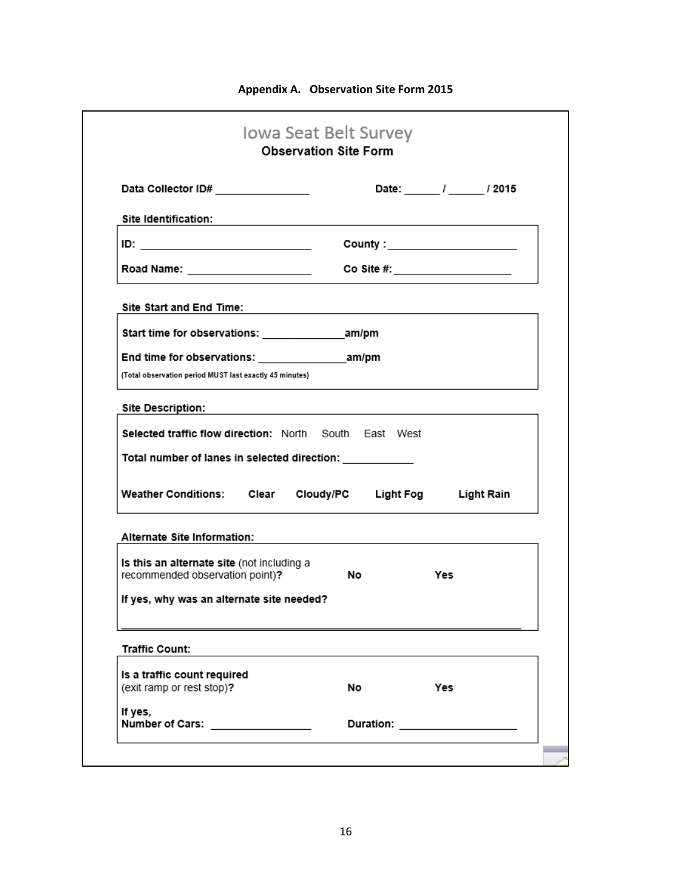**Appendix A. Observation Site Form 2015**

# Iowa Seat Belt Survey

**Observation Site Form**

**Data Collector ID#** ________________ **Date:** ______ / ______ / 2015

**Site Identification:**

**ID:** ____________________________ **County :** ______________________

**Road Name:** ____________________ **Co Site #:** ____________________

**Site Start and End Time:**

**Start time for observations:** ______________am/pm

**End time for observations:** _______________am/pm

(Total observation period MUST last exactly 45 minutes)

**Site Description:**

**Selected traffic flow direction:** North South East West

**Total number of lanes in selected direction:** ____________

**Weather Conditions:** **Clear** **Cloudy/PC** **Light Fog** **Light Rain**

**Alternate Site Information:**

**Is this an alternate site** (not including a recommended observation point)**?** **No** **Yes**

**If yes, why was an alternate site needed?**

______________________________________________________________________

**Traffic Count:**

**Is a traffic count required** (exit ramp or rest stop)**?** **No** **Yes**

**If yes,**
**Number of Cars:** ________________ **Duration:** ___________________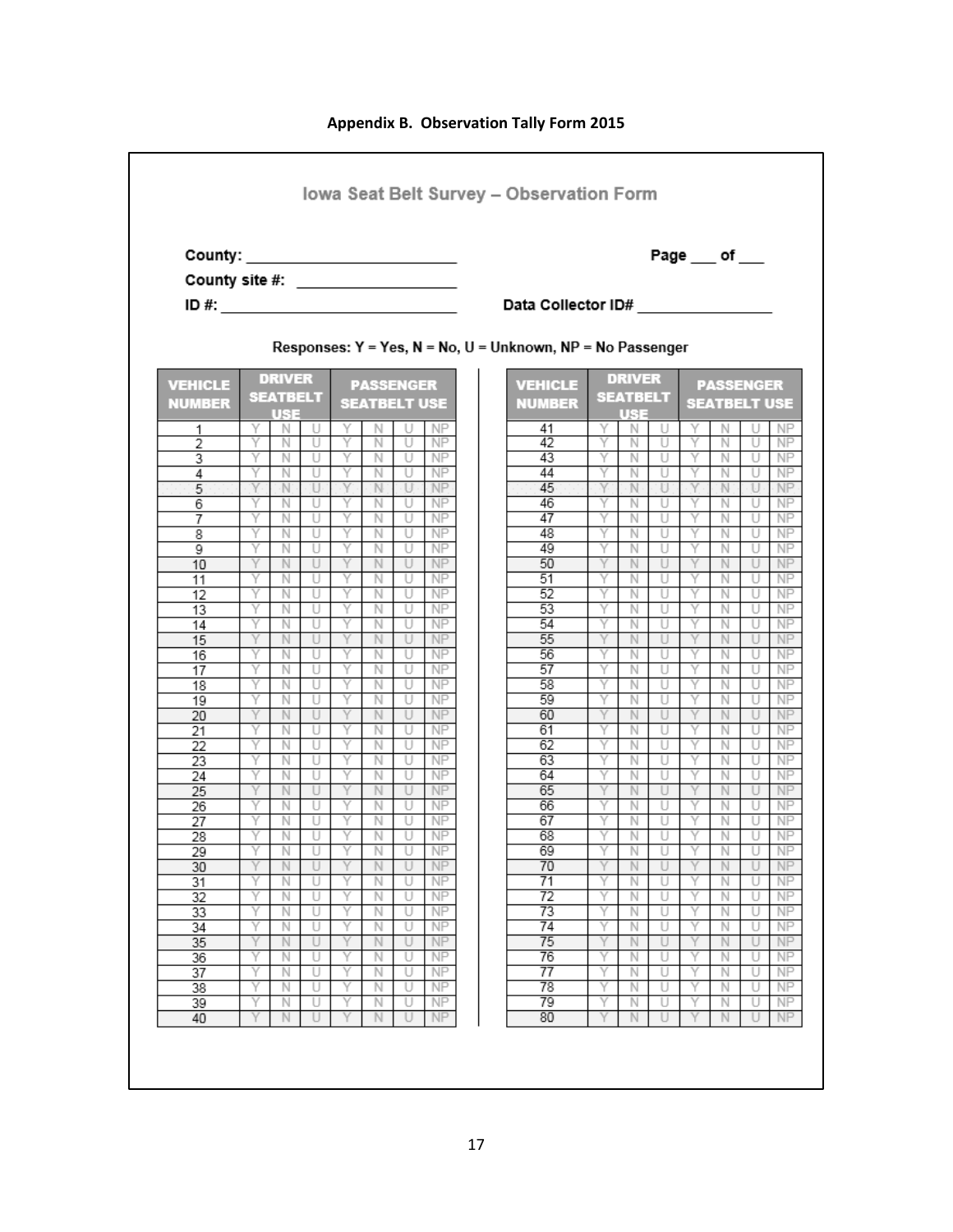**Appendix B. Observation Tally Form 2015**

## Iowa Seat Belt Survey – Observation Form

County: ____________________ Page ___ of ___

County site #: ______________

ID #: ______________________ Data Collector ID# ______________

Responses: Y = Yes, N = No, U = Unknown, NP = No Passenger

| VEHICLE NUMBER | DRIVER SEATBELT USE | | | PASSENGER SEATBELT USE | | | |
|---|---|---|---|---|---|---|---|
| 1 | Y | N | U | Y | N | U | NP |
| 2 | Y | N | U | Y | N | U | NP |
| 3 | Y | N | U | Y | N | U | NP |
| 4 | Y | N | U | Y | N | U | NP |
| 5 | Y | N | U | Y | N | U | NP |
| 6 | Y | N | U | Y | N | U | NP |
| 7 | Y | N | U | Y | N | U | NP |
| 8 | Y | N | U | Y | N | U | NP |
| 9 | Y | N | U | Y | N | U | NP |
| 10 | Y | N | U | Y | N | U | NP |
| 11 | Y | N | U | Y | N | U | NP |
| 12 | Y | N | U | Y | N | U | NP |
| 13 | Y | N | U | Y | N | U | NP |
| 14 | Y | N | U | Y | N | U | NP |
| 15 | Y | N | U | Y | N | U | NP |
| 16 | Y | N | U | Y | N | U | NP |
| 17 | Y | N | U | Y | N | U | NP |
| 18 | Y | N | U | Y | N | U | NP |
| 19 | Y | N | U | Y | N | U | NP |
| 20 | Y | N | U | Y | N | U | NP |
| 21 | Y | N | U | Y | N | U | NP |
| 22 | Y | N | U | Y | N | U | NP |
| 23 | Y | N | U | Y | N | U | NP |
| 24 | Y | N | U | Y | N | U | NP |
| 25 | Y | N | U | Y | N | U | NP |
| 26 | Y | N | U | Y | N | U | NP |
| 27 | Y | N | U | Y | N | U | NP |
| 28 | Y | N | U | Y | N | U | NP |
| 29 | Y | N | U | Y | N | U | NP |
| 30 | Y | N | U | Y | N | U | NP |
| 31 | Y | N | U | Y | N | U | NP |
| 32 | Y | N | U | Y | N | U | NP |
| 33 | Y | N | U | Y | N | U | NP |
| 34 | Y | N | U | Y | N | U | NP |
| 35 | Y | N | U | Y | N | U | NP |
| 36 | Y | N | U | Y | N | U | NP |
| 37 | Y | N | U | Y | N | U | NP |
| 38 | Y | N | U | Y | N | U | NP |
| 39 | Y | N | U | Y | N | U | NP |
| 40 | Y | N | U | Y | N | U | NP |

| VEHICLE NUMBER | DRIVER SEATBELT USE | | | PASSENGER SEATBELT USE | | | |
|---|---|---|---|---|---|---|---|
| 41 | Y | N | U | Y | N | U | NP |
| 42 | Y | N | U | Y | N | U | NP |
| 43 | Y | N | U | Y | N | U | NP |
| 44 | Y | N | U | Y | N | U | NP |
| 45 | Y | N | U | Y | N | U | NP |
| 46 | Y | N | U | Y | N | U | NP |
| 47 | Y | N | U | Y | N | U | NP |
| 48 | Y | N | U | Y | N | U | NP |
| 49 | Y | N | U | Y | N | U | NP |
| 50 | Y | N | U | Y | N | U | NP |
| 51 | Y | N | U | Y | N | U | NP |
| 52 | Y | N | U | Y | N | U | NP |
| 53 | Y | N | U | Y | N | U | NP |
| 54 | Y | N | U | Y | N | U | NP |
| 55 | Y | N | U | Y | N | U | NP |
| 56 | Y | N | U | Y | N | U | NP |
| 57 | Y | N | U | Y | N | U | NP |
| 58 | Y | N | U | Y | N | U | NP |
| 59 | Y | N | U | Y | N | U | NP |
| 60 | Y | N | U | Y | N | U | NP |
| 61 | Y | N | U | Y | N | U | NP |
| 62 | Y | N | U | Y | N | U | NP |
| 63 | Y | N | U | Y | N | U | NP |
| 64 | Y | N | U | Y | N | U | NP |
| 65 | Y | N | U | Y | N | U | NP |
| 66 | Y | N | U | Y | N | U | NP |
| 67 | Y | N | U | Y | N | U | NP |
| 68 | Y | N | U | Y | N | U | NP |
| 69 | Y | N | U | Y | N | U | NP |
| 70 | Y | N | U | Y | N | U | NP |
| 71 | Y | N | U | Y | N | U | NP |
| 72 | Y | N | U | Y | N | U | NP |
| 73 | Y | N | U | Y | N | U | NP |
| 74 | Y | N | U | Y | N | U | NP |
| 75 | Y | N | U | Y | N | U | NP |
| 76 | Y | N | U | Y | N | U | NP |
| 77 | Y | N | U | Y | N | U | NP |
| 78 | Y | N | U | Y | N | U | NP |
| 79 | Y | N | U | Y | N | U | NP |
| 80 | Y | N | U | Y | N | U | NP |